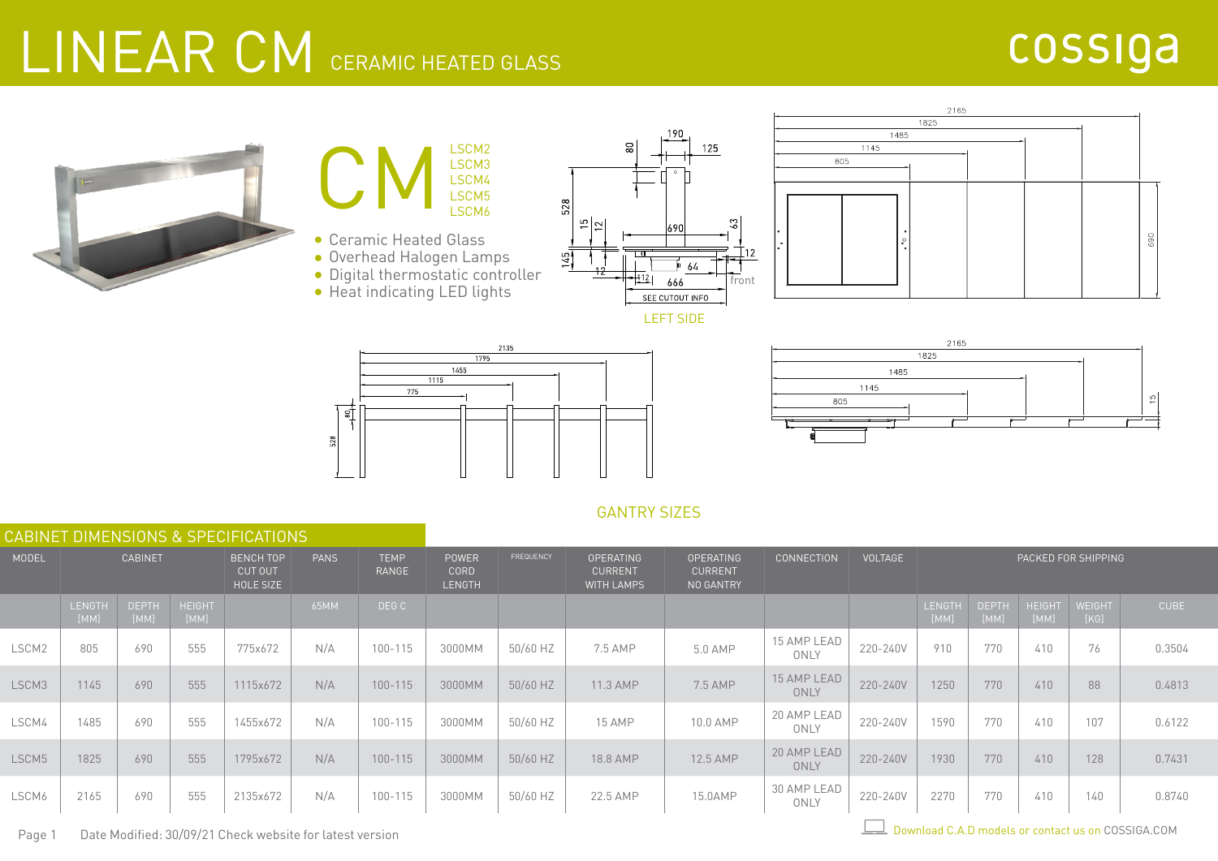# LINEAR CM CERAMIC HEATED GLASS

cossiga

## CM

LSCM2
LSCM3
LSCM4
LSCM5
LSCM6

- Ceramic Heated Glass
- Overhead Halogen Lamps
- Digital thermostatic controller
- Heat indicating LED lights

LEFT SIDE

GANTRY SIZES

## CABINET DIMENSIONS & SPECIFICATIONS

| MODEL | CABINET | | | BENCH TOP CUT OUT HOLE SIZE | PANS | TEMP RANGE | POWER CORD LENGTH | FREQUENCY | OPERATING CURRENT WITH LAMPS | OPERATING CURRENT NO GANTRY | CONNECTION | VOLTAGE | PACKED FOR SHIPPING | | | | |
|---|---|---|---|---|---|---|---|---|---|---|---|---|---|---|---|---|---|
| | LENGTH [MM] | DEPTH [MM] | HEIGHT [MM] | | 65MM | DEG C | | | | | | | LENGTH [MM] | DEPTH [MM] | HEIGHT [MM] | WEIGHT [KG] | CUBE |
| LSCM2 | 805 | 690 | 555 | 775x672 | N/A | 100-115 | 3000MM | 50/60 HZ | 7.5 AMP | 5.0 AMP | 15 AMP LEAD ONLY | 220-240V | 910 | 770 | 410 | 76 | 0.3504 |
| LSCM3 | 1145 | 690 | 555 | 1115x672 | N/A | 100-115 | 3000MM | 50/60 HZ | 11.3 AMP | 7.5 AMP | 15 AMP LEAD ONLY | 220-240V | 1250 | 770 | 410 | 88 | 0.4813 |
| LSCM4 | 1485 | 690 | 555 | 1455x672 | N/A | 100-115 | 3000MM | 50/60 HZ | 15 AMP | 10.0 AMP | 20 AMP LEAD ONLY | 220-240V | 1590 | 770 | 410 | 107 | 0.6122 |
| LSCM5 | 1825 | 690 | 555 | 1795x672 | N/A | 100-115 | 3000MM | 50/60 HZ | 18.8 AMP | 12.5 AMP | 20 AMP LEAD ONLY | 220-240V | 1930 | 770 | 410 | 128 | 0.7431 |
| LSCM6 | 2165 | 690 | 555 | 2135x672 | N/A | 100-115 | 3000MM | 50/60 HZ | 22.5 AMP | 15.0AMP | 30 AMP LEAD ONLY | 220-240V | 2270 | 770 | 410 | 140 | 0.8740 |

Date Modified: 30/09/21 Check website for latest version

Download C.A.D models or contact us on COSSIGA.COM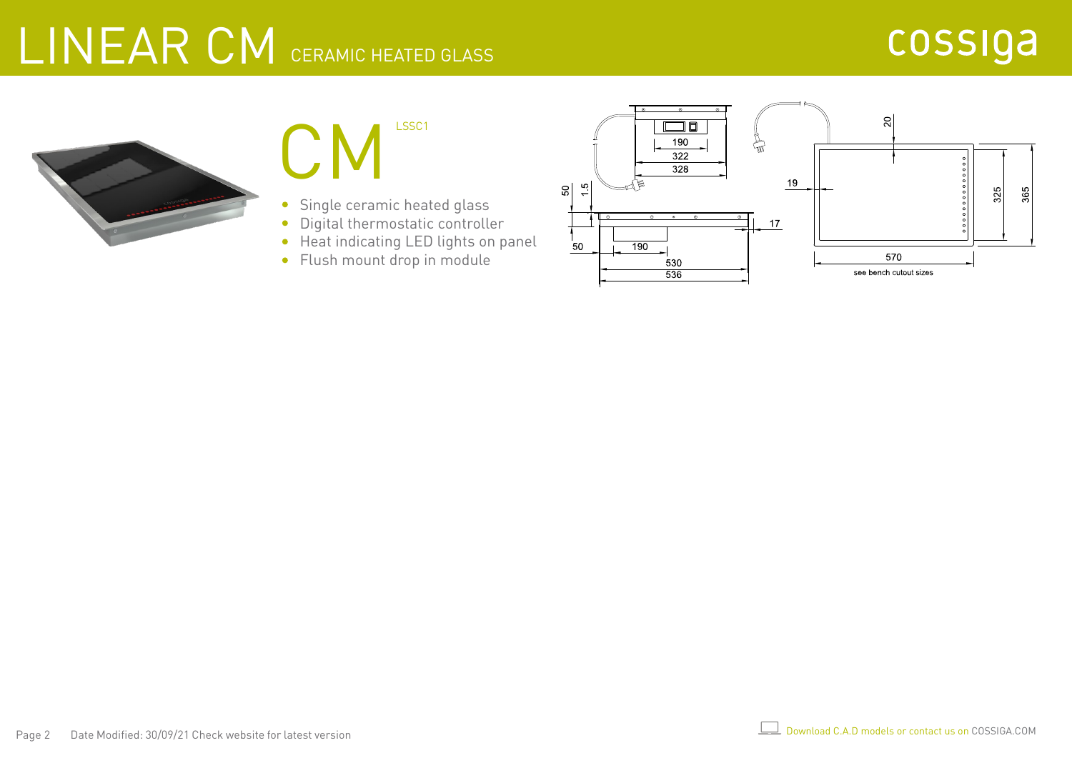# LINEAR CM CERAMIC HEATED GLASS

cossiga

## CM

LSSC1

- Single ceramic heated glass
- Digital thermostatic controller
- Heat indicating LED lights on panel
- Flush mount drop in module

190
322
328
50
1.5
50
190
530
536
17
19
20
325
365
570
see bench cutout sizes

Date Modified: 30/09/21 Check website for latest version

Download C.A.D models or contact us on COSSIGA.COM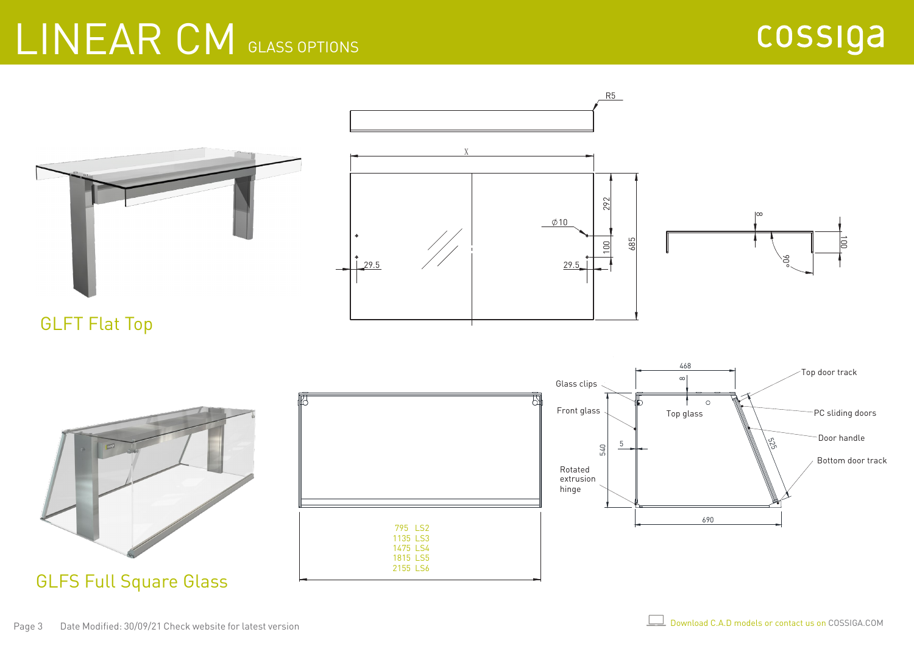# LINEAR CM GLASS OPTIONS

cossiga

R5

X

292

⌀10

100

685

29.5

29.5

8

100

90°

## GLFT Flat Top

468

8

Glass clips

Top door track

Front glass

Top glass

PC sliding doors

Door handle

525

540

5

Bottom door track

Rotated extrusion hinge

690

795 LS2
1135 LS3
1475 LS4
1815 LS5
2155 LS6

## GLFS Full Square Glass

Date Modified: 30/09/21 Check website for latest version

Download C.A.D models or contact us on COSSIGA.COM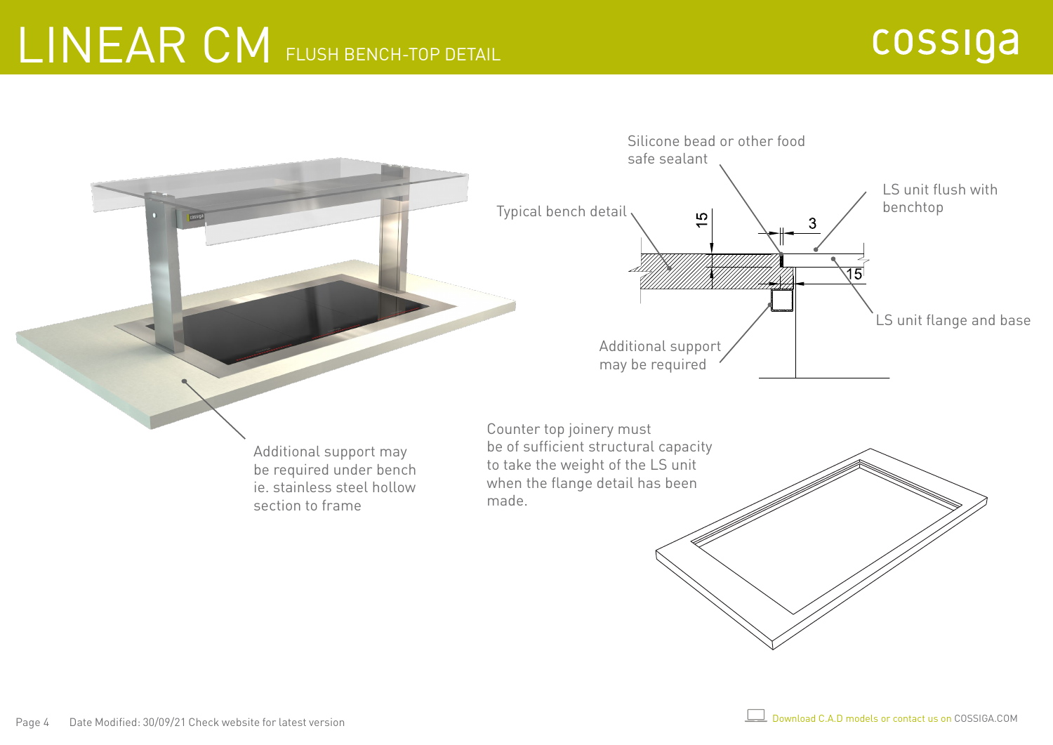# LINEAR CM FLUSH BENCH-TOP DETAIL

cossiga

Silicone bead or other food safe sealant

Typical bench detail

LS unit flush with benchtop

15

3

15

LS unit flange and base

Additional support may be required

Additional support may be required under bench ie. stainless steel hollow section to frame

Counter top joinery must be of sufficient structural capacity to take the weight of the LS unit when the flange detail has been made.

Date Modified: 30/09/21 Check website for latest version

Download C.A.D models or contact us on COSSIGA.COM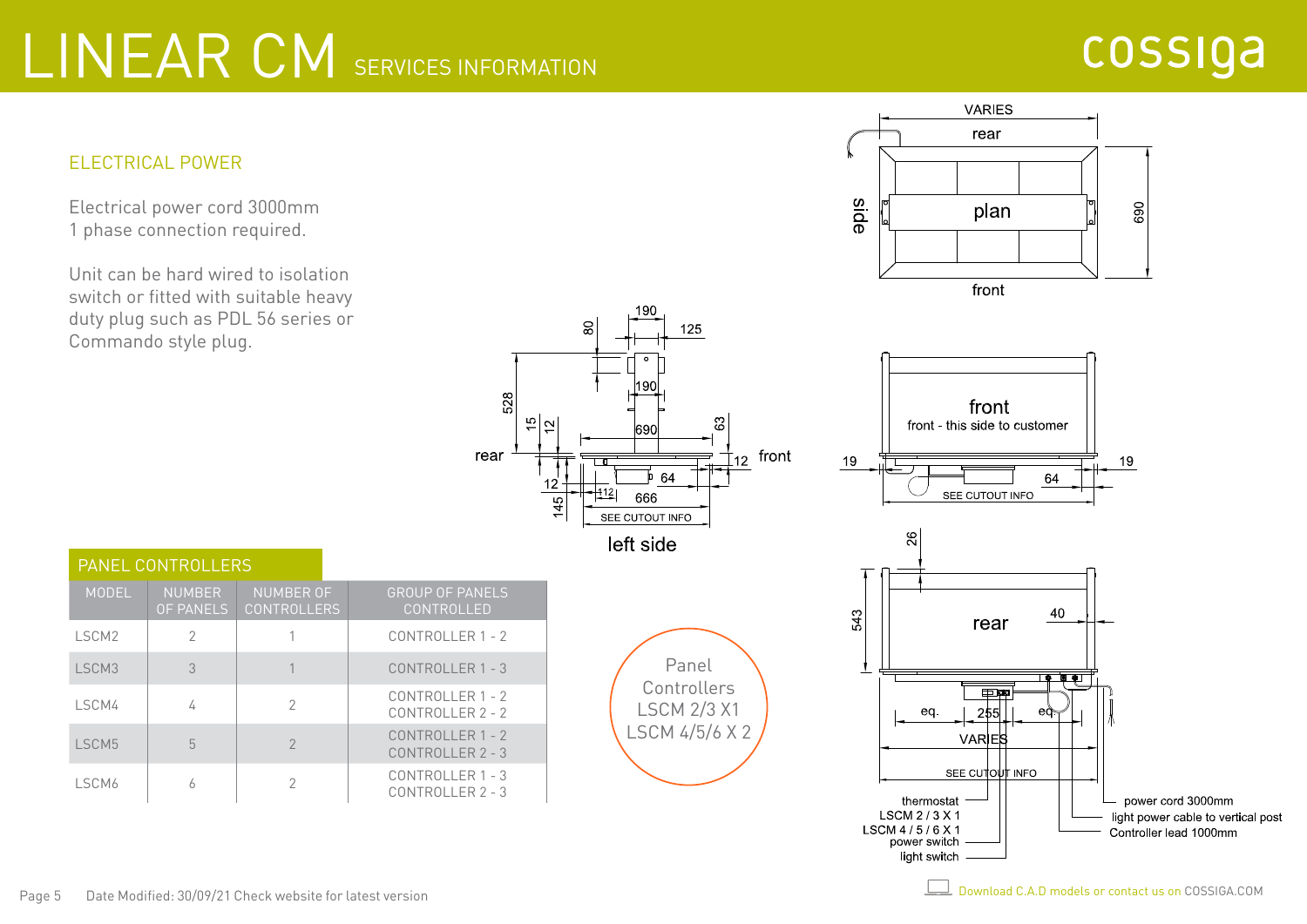# LINEAR CM SERVICES INFORMATION

## ELECTRICAL POWER

Electrical power cord 3000mm
1 phase connection required.

Unit can be hard wired to isolation switch or fitted with suitable heavy duty plug such as PDL 56 series or Commando style plug.

## PANEL CONTROLLERS

| MODEL | NUMBER OF PANELS | NUMBER OF CONTROLLERS | GROUP OF PANELS CONTROLLED |
|---|---|---|---|
| LSCM2 | 2 | 1 | CONTROLLER 1 - 2 |
| LSCM3 | 3 | 1 | CONTROLLER 1 - 3 |
| LSCM4 | 4 | 2 | CONTROLLER 1 - 2<br>CONTROLLER 2 - 2 |
| LSCM5 | 5 | 2 | CONTROLLER 1 - 2<br>CONTROLLER 2 - 3 |
| LSCM6 | 6 | 2 | CONTROLLER 1 - 3<br>CONTROLLER 2 - 3 |

Panel Controllers
LSCM 2/3 X1
LSCM 4/5/6 X 2

VARIES
rear
side
plan
690
front

front
front - this side to customer
19
19
64
SEE CUTOUT INFO

190
80
125
190
528
15
12
690
63
rear
front
12
64
12
112
666
145
SEE CUTOUT INFO
left side

26
543
rear
40
eq.
255
eq.
VARIES
SEE CUTOUT INFO

thermostat
LSCM 2 / 3 X 1
LSCM 4 / 5 / 6 X 1
power switch
light switch

power cord 3000mm
light power cable to vertical post
Controller lead 1000mm

Page 5 Date Modified: 30/09/21 Check website for latest version

Download C.A.D models or contact us on COSSIGA.COM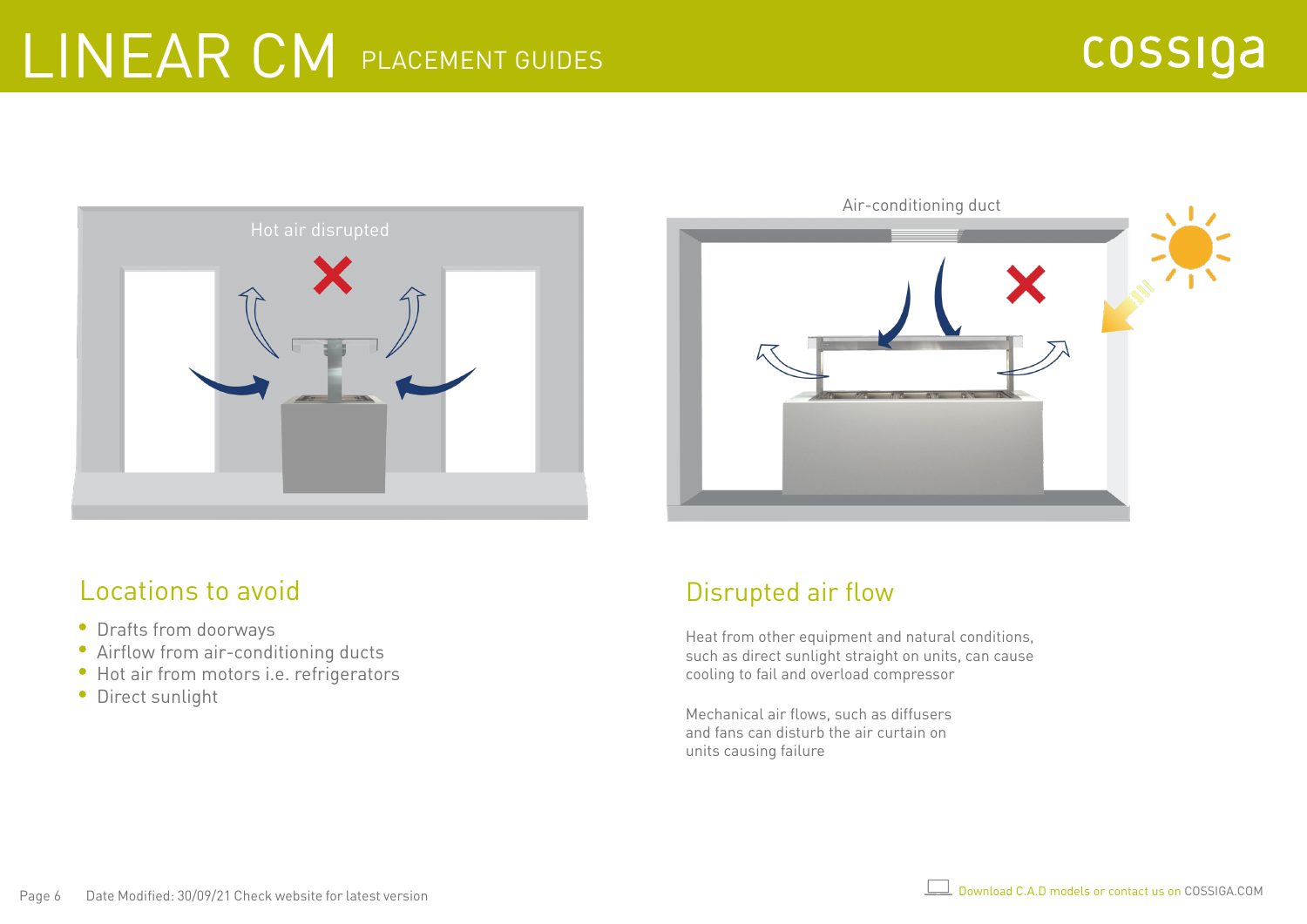# LINEAR CM PLACEMENT GUIDES

Hot air disrupted

Air-conditioning duct

## Locations to avoid

- Drafts from doorways
- Airflow from air-conditioning ducts
- Hot air from motors i.e. refrigerators
- Direct sunlight

## Disrupted air flow

Heat from other equipment and natural conditions, such as direct sunlight straight on units, can cause cooling to fail and overload compressor

Mechanical air flows, such as diffusers and fans can disturb the air curtain on units causing failure

Date Modified: 30/09/21 Check website for latest version

Download C.A.D models or contact us on COSSIGA.COM